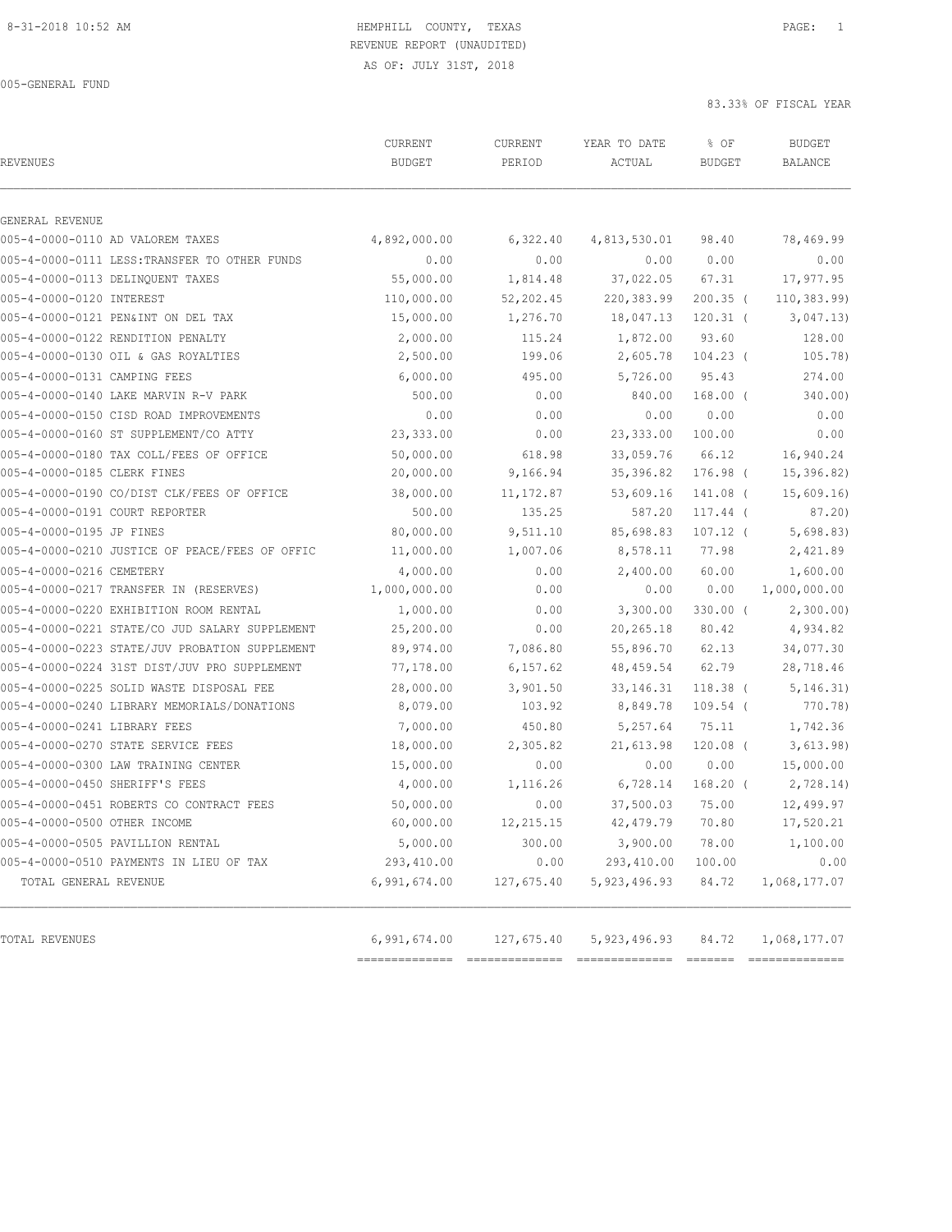HEMPHILL COUNTY, TEXAS
REVENUE REPORT (UNAUDITED)
AS OF: JULY 31ST, 2018

005-GENERAL FUND

83.33% OF FISCAL YEAR

| REVENUES | CURRENT BUDGET | CURRENT PERIOD | YEAR TO DATE ACTUAL | % OF BUDGET | BUDGET BALANCE |
|---|---|---|---|---|---|
| GENERAL REVENUE | | | | | |
| 005-4-0000-0110 AD VALOREM TAXES | 4,892,000.00 | 6,322.40 | 4,813,530.01 | 98.40 | 78,469.99 |
| 005-4-0000-0111 LESS:TRANSFER TO OTHER FUNDS | 0.00 | 0.00 | 0.00 | 0.00 | 0.00 |
| 005-4-0000-0113 DELINQUENT TAXES | 55,000.00 | 1,814.48 | 37,022.05 | 67.31 | 17,977.95 |
| 005-4-0000-0120 INTEREST | 110,000.00 | 52,202.45 | 220,383.99 | 200.35 ( | 110,383.99) |
| 005-4-0000-0121 PEN&INT ON DEL TAX | 15,000.00 | 1,276.70 | 18,047.13 | 120.31 ( | 3,047.13) |
| 005-4-0000-0122 RENDITION PENALTY | 2,000.00 | 115.24 | 1,872.00 | 93.60 | 128.00 |
| 005-4-0000-0130 OIL & GAS ROYALTIES | 2,500.00 | 199.06 | 2,605.78 | 104.23 ( | 105.78) |
| 005-4-0000-0131 CAMPING FEES | 6,000.00 | 495.00 | 5,726.00 | 95.43 | 274.00 |
| 005-4-0000-0140 LAKE MARVIN R-V PARK | 500.00 | 0.00 | 840.00 | 168.00 ( | 340.00) |
| 005-4-0000-0150 CISD ROAD IMPROVEMENTS | 0.00 | 0.00 | 0.00 | 0.00 | 0.00 |
| 005-4-0000-0160 ST SUPPLEMENT/CO ATTY | 23,333.00 | 0.00 | 23,333.00 | 100.00 | 0.00 |
| 005-4-0000-0180 TAX COLL/FEES OF OFFICE | 50,000.00 | 618.98 | 33,059.76 | 66.12 | 16,940.24 |
| 005-4-0000-0185 CLERK FINES | 20,000.00 | 9,166.94 | 35,396.82 | 176.98 ( | 15,396.82) |
| 005-4-0000-0190 CO/DIST CLK/FEES OF OFFICE | 38,000.00 | 11,172.87 | 53,609.16 | 141.08 ( | 15,609.16) |
| 005-4-0000-0191 COURT REPORTER | 500.00 | 135.25 | 587.20 | 117.44 ( | 87.20) |
| 005-4-0000-0195 JP FINES | 80,000.00 | 9,511.10 | 85,698.83 | 107.12 ( | 5,698.83) |
| 005-4-0000-0210 JUSTICE OF PEACE/FEES OF OFFIC | 11,000.00 | 1,007.06 | 8,578.11 | 77.98 | 2,421.89 |
| 005-4-0000-0216 CEMETERY | 4,000.00 | 0.00 | 2,400.00 | 60.00 | 1,600.00 |
| 005-4-0000-0217 TRANSFER IN (RESERVES) | 1,000,000.00 | 0.00 | 0.00 | 0.00 | 1,000,000.00 |
| 005-4-0000-0220 EXHIBITION ROOM RENTAL | 1,000.00 | 0.00 | 3,300.00 | 330.00 ( | 2,300.00) |
| 005-4-0000-0221 STATE/CO JUD SALARY SUPPLEMENT | 25,200.00 | 0.00 | 20,265.18 | 80.42 | 4,934.82 |
| 005-4-0000-0223 STATE/JUV PROBATION SUPPLEMENT | 89,974.00 | 7,086.80 | 55,896.70 | 62.13 | 34,077.30 |
| 005-4-0000-0224 31ST DIST/JUV PRO SUPPLEMENT | 77,178.00 | 6,157.62 | 48,459.54 | 62.79 | 28,718.46 |
| 005-4-0000-0225 SOLID WASTE DISPOSAL FEE | 28,000.00 | 3,901.50 | 33,146.31 | 118.38 ( | 5,146.31) |
| 005-4-0000-0240 LIBRARY MEMORIALS/DONATIONS | 8,079.00 | 103.92 | 8,849.78 | 109.54 ( | 770.78) |
| 005-4-0000-0241 LIBRARY FEES | 7,000.00 | 450.80 | 5,257.64 | 75.11 | 1,742.36 |
| 005-4-0000-0270 STATE SERVICE FEES | 18,000.00 | 2,305.82 | 21,613.98 | 120.08 ( | 3,613.98) |
| 005-4-0000-0300 LAW TRAINING CENTER | 15,000.00 | 0.00 | 0.00 | 0.00 | 15,000.00 |
| 005-4-0000-0450 SHERIFF'S FEES | 4,000.00 | 1,116.26 | 6,728.14 | 168.20 ( | 2,728.14) |
| 005-4-0000-0451 ROBERTS CO CONTRACT FEES | 50,000.00 | 0.00 | 37,500.03 | 75.00 | 12,499.97 |
| 005-4-0000-0500 OTHER INCOME | 60,000.00 | 12,215.15 | 42,479.79 | 70.80 | 17,520.21 |
| 005-4-0000-0505 PAVILLION RENTAL | 5,000.00 | 300.00 | 3,900.00 | 78.00 | 1,100.00 |
| 005-4-0000-0510 PAYMENTS IN LIEU OF TAX | 293,410.00 | 0.00 | 293,410.00 | 100.00 | 0.00 |
| TOTAL GENERAL REVENUE | 6,991,674.00 | 127,675.40 | 5,923,496.93 | 84.72 | 1,068,177.07 |
| TOTAL REVENUES | 6,991,674.00 | 127,675.40 | 5,923,496.93 | 84.72 | 1,068,177.07 |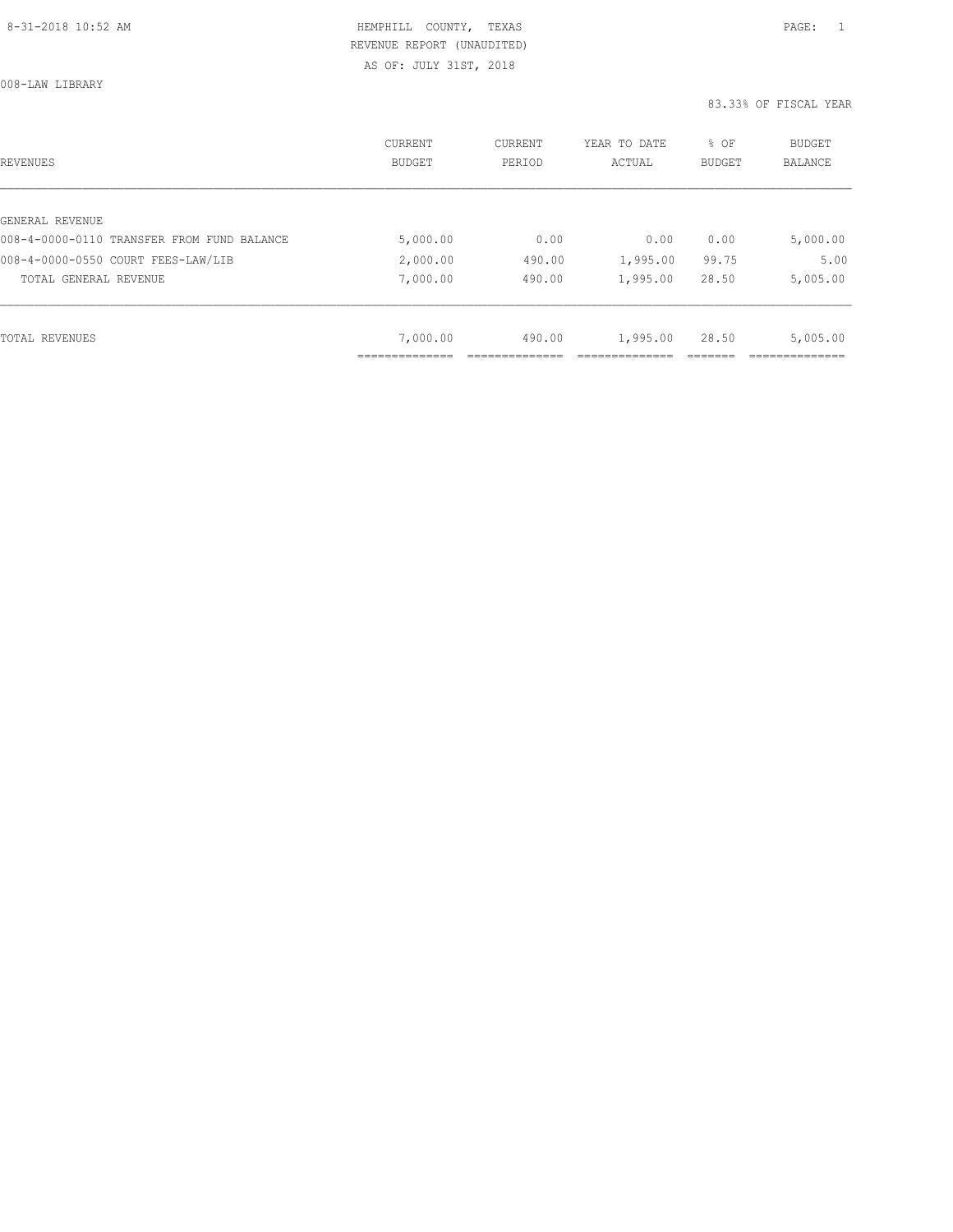HEMPHILL COUNTY, TEXAS
REVENUE REPORT (UNAUDITED)
AS OF: JULY 31ST, 2018

008-LAW LIBRARY

83.33% OF FISCAL YEAR

| REVENUES | CURRENT BUDGET | CURRENT PERIOD | YEAR TO DATE ACTUAL | % OF BUDGET | BUDGET BALANCE |
|---|---|---|---|---|---|
| GENERAL REVENUE | | | | | |
| 008-4-0000-0110 TRANSFER FROM FUND BALANCE | 5,000.00 | 0.00 | 0.00 | 0.00 | 5,000.00 |
| 008-4-0000-0550 COURT FEES-LAW/LIB | 2,000.00 | 490.00 | 1,995.00 | 99.75 | 5.00 |
| TOTAL GENERAL REVENUE | 7,000.00 | 490.00 | 1,995.00 | 28.50 | 5,005.00 |
| TOTAL REVENUES | 7,000.00 | 490.00 | 1,995.00 | 28.50 | 5,005.00 |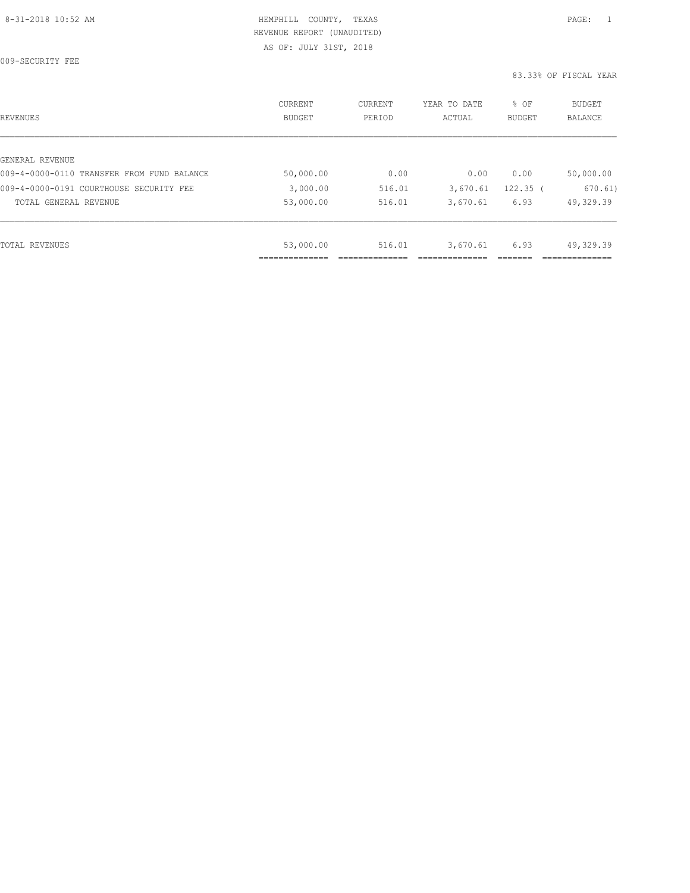HEMPHILL COUNTY, TEXAS
REVENUE REPORT (UNAUDITED)
AS OF: JULY 31ST, 2018

009-SECURITY FEE

83.33% OF FISCAL YEAR

| REVENUES | CURRENT BUDGET | CURRENT PERIOD | YEAR TO DATE ACTUAL | % OF BUDGET | BUDGET BALANCE |
|---|---|---|---|---|---|
| GENERAL REVENUE | | | | | |
| 009-4-0000-0110 TRANSFER FROM FUND BALANCE | 50,000.00 | 0.00 | 0.00 | 0.00 | 50,000.00 |
| 009-4-0000-0191 COURTHOUSE SECURITY FEE | 3,000.00 | 516.01 | 3,670.61 | 122.35 | ( 670.61) |
| TOTAL GENERAL REVENUE | 53,000.00 | 516.01 | 3,670.61 | 6.93 | 49,329.39 |
| TOTAL REVENUES | 53,000.00 | 516.01 | 3,670.61 | 6.93 | 49,329.39 |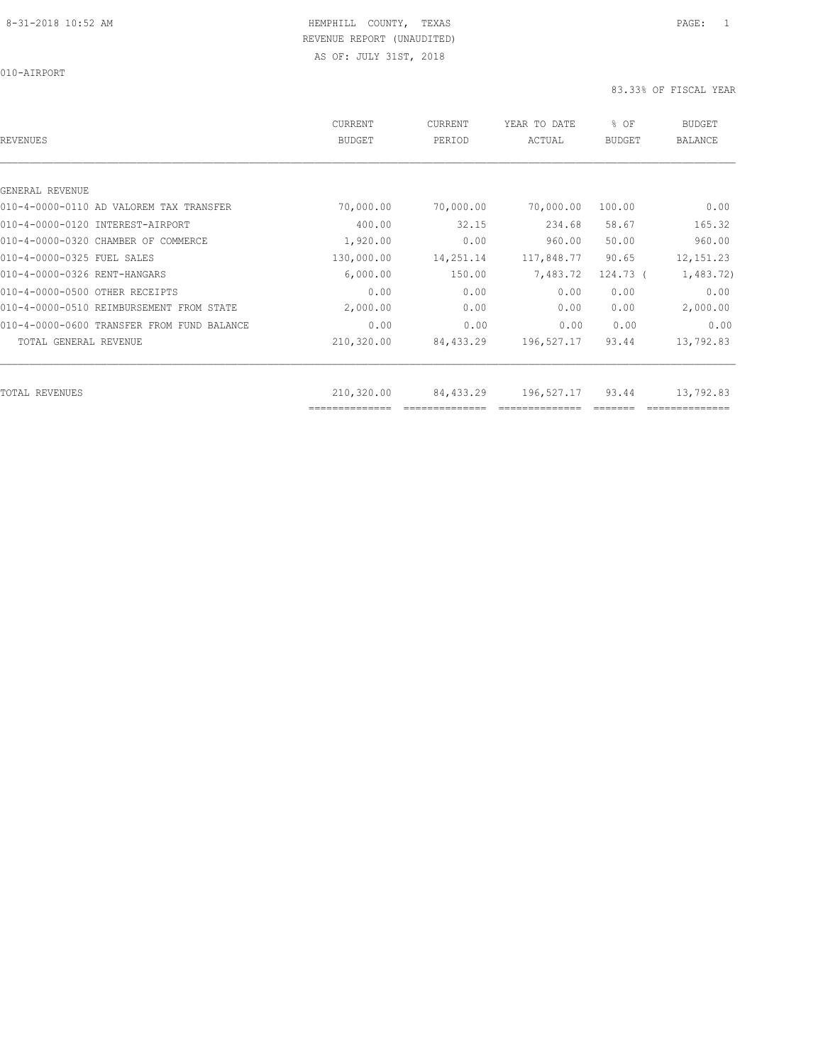8-31-2018 10:52 AM

HEMPHILL COUNTY, TEXAS

REVENUE REPORT (UNAUDITED)

AS OF: JULY 31ST, 2018

010-AIRPORT

83.33% OF FISCAL YEAR

| REVENUES | CURRENT BUDGET | CURRENT PERIOD | YEAR TO DATE ACTUAL | % OF BUDGET | BUDGET BALANCE |
|---|---|---|---|---|---|
| GENERAL REVENUE | | | | | |
| 010-4-0000-0110 AD VALOREM TAX TRANSFER | 70,000.00 | 70,000.00 | 70,000.00 | 100.00 | 0.00 |
| 010-4-0000-0120 INTEREST-AIRPORT | 400.00 | 32.15 | 234.68 | 58.67 | 165.32 |
| 010-4-0000-0320 CHAMBER OF COMMERCE | 1,920.00 | 0.00 | 960.00 | 50.00 | 960.00 |
| 010-4-0000-0325 FUEL SALES | 130,000.00 | 14,251.14 | 117,848.77 | 90.65 | 12,151.23 |
| 010-4-0000-0326 RENT-HANGARS | 6,000.00 | 150.00 | 7,483.72 | 124.73 | ( 1,483.72) |
| 010-4-0000-0500 OTHER RECEIPTS | 0.00 | 0.00 | 0.00 | 0.00 | 0.00 |
| 010-4-0000-0510 REIMBURSEMENT FROM STATE | 2,000.00 | 0.00 | 0.00 | 0.00 | 2,000.00 |
| 010-4-0000-0600 TRANSFER FROM FUND BALANCE | 0.00 | 0.00 | 0.00 | 0.00 | 0.00 |
| TOTAL GENERAL REVENUE | 210,320.00 | 84,433.29 | 196,527.17 | 93.44 | 13,792.83 |
| TOTAL REVENUES | 210,320.00 | 84,433.29 | 196,527.17 | 93.44 | 13,792.83 |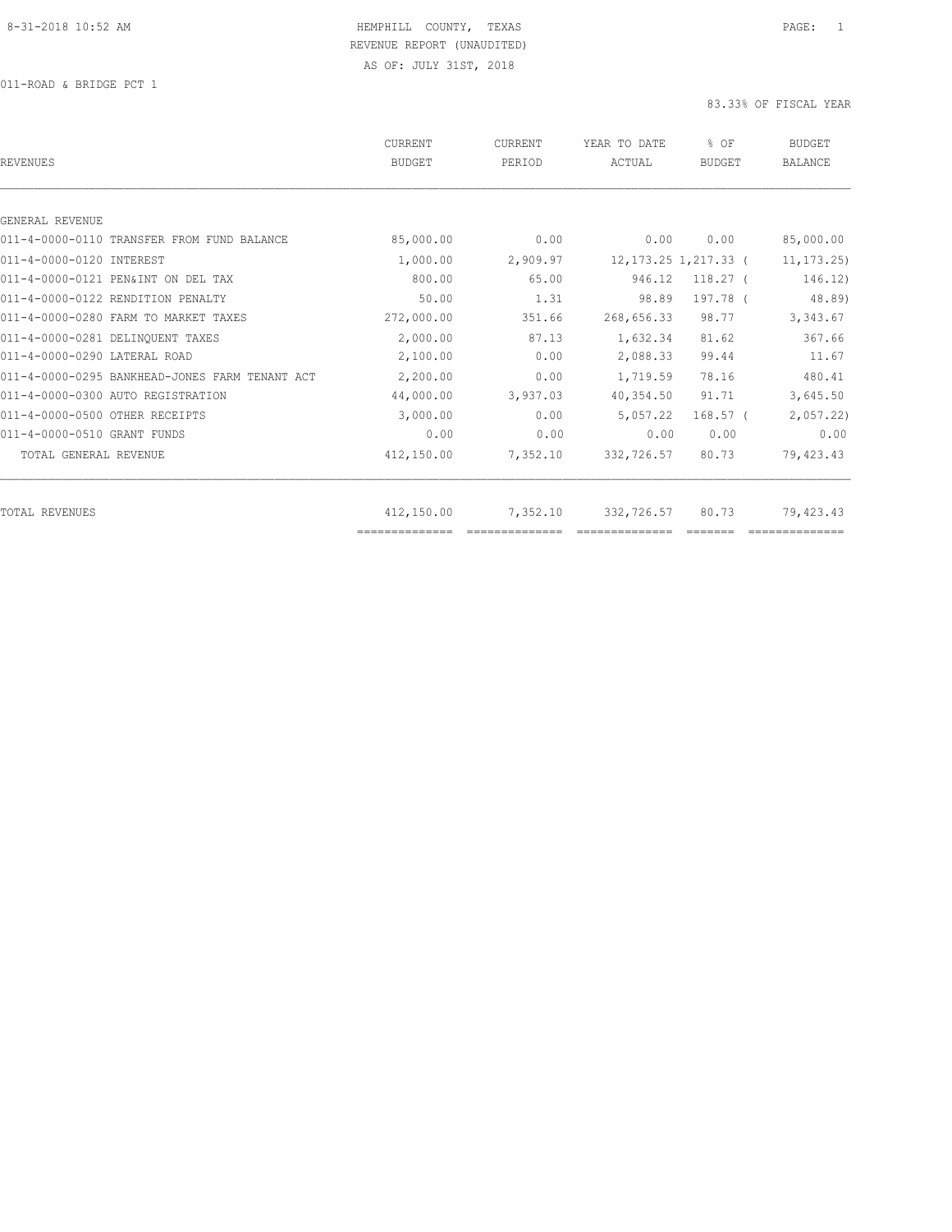HEMPHILL COUNTY, TEXAS
REVENUE REPORT (UNAUDITED)
AS OF: JULY 31ST, 2018

011-ROAD & BRIDGE PCT 1

83.33% OF FISCAL YEAR

| REVENUES | CURRENT BUDGET | CURRENT PERIOD | YEAR TO DATE ACTUAL | % OF BUDGET | BUDGET BALANCE |
|---|---|---|---|---|---|
| GENERAL REVENUE | | | | | |
| 011-4-0000-0110 TRANSFER FROM FUND BALANCE | 85,000.00 | 0.00 | 0.00 | 0.00 | 85,000.00 |
| 011-4-0000-0120 INTEREST | 1,000.00 | 2,909.97 | 12,173.25 | 1,217.33 | ( 11,173.25) |
| 011-4-0000-0121 PEN&INT ON DEL TAX | 800.00 | 65.00 | 946.12 | 118.27 | ( 146.12) |
| 011-4-0000-0122 RENDITION PENALTY | 50.00 | 1.31 | 98.89 | 197.78 | ( 48.89) |
| 011-4-0000-0280 FARM TO MARKET TAXES | 272,000.00 | 351.66 | 268,656.33 | 98.77 | 3,343.67 |
| 011-4-0000-0281 DELINQUENT TAXES | 2,000.00 | 87.13 | 1,632.34 | 81.62 | 367.66 |
| 011-4-0000-0290 LATERAL ROAD | 2,100.00 | 0.00 | 2,088.33 | 99.44 | 11.67 |
| 011-4-0000-0295 BANKHEAD-JONES FARM TENANT ACT | 2,200.00 | 0.00 | 1,719.59 | 78.16 | 480.41 |
| 011-4-0000-0300 AUTO REGISTRATION | 44,000.00 | 3,937.03 | 40,354.50 | 91.71 | 3,645.50 |
| 011-4-0000-0500 OTHER RECEIPTS | 3,000.00 | 0.00 | 5,057.22 | 168.57 | ( 2,057.22) |
| 011-4-0000-0510 GRANT FUNDS | 0.00 | 0.00 | 0.00 | 0.00 | 0.00 |
| TOTAL GENERAL REVENUE | 412,150.00 | 7,352.10 | 332,726.57 | 80.73 | 79,423.43 |
| TOTAL REVENUES | 412,150.00 | 7,352.10 | 332,726.57 | 80.73 | 79,423.43 |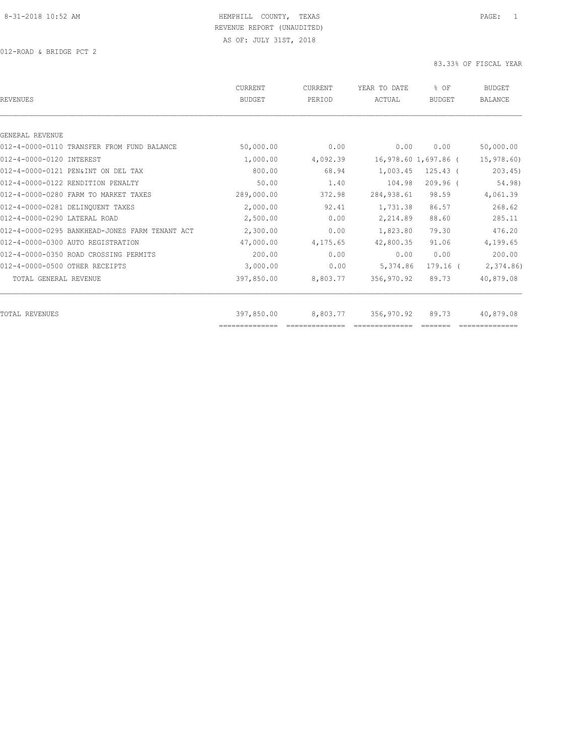HEMPHILL COUNTY, TEXAS
REVENUE REPORT (UNAUDITED)
AS OF: JULY 31ST, 2018

012-ROAD & BRIDGE PCT 2

83.33% OF FISCAL YEAR

| REVENUES | CURRENT BUDGET | CURRENT PERIOD | YEAR TO DATE ACTUAL | % OF BUDGET | BUDGET BALANCE |
|---|---|---|---|---|---|
| GENERAL REVENUE | | | | | |
| 012-4-0000-0110 TRANSFER FROM FUND BALANCE | 50,000.00 | 0.00 | 0.00 | 0.00 | 50,000.00 |
| 012-4-0000-0120 INTEREST | 1,000.00 | 4,092.39 | 16,978.60 | 1,697.86 | ( 15,978.60) |
| 012-4-0000-0121 PEN&INT ON DEL TAX | 800.00 | 68.94 | 1,003.45 | 125.43 | ( 203.45) |
| 012-4-0000-0122 RENDITION PENALTY | 50.00 | 1.40 | 104.98 | 209.96 | ( 54.98) |
| 012-4-0000-0280 FARM TO MARKET TAXES | 289,000.00 | 372.98 | 284,938.61 | 98.59 | 4,061.39 |
| 012-4-0000-0281 DELINQUENT TAXES | 2,000.00 | 92.41 | 1,731.38 | 86.57 | 268.62 |
| 012-4-0000-0290 LATERAL ROAD | 2,500.00 | 0.00 | 2,214.89 | 88.60 | 285.11 |
| 012-4-0000-0295 BANKHEAD-JONES FARM TENANT ACT | 2,300.00 | 0.00 | 1,823.80 | 79.30 | 476.20 |
| 012-4-0000-0300 AUTO REGISTRATION | 47,000.00 | 4,175.65 | 42,800.35 | 91.06 | 4,199.65 |
| 012-4-0000-0350 ROAD CROSSING PERMITS | 200.00 | 0.00 | 0.00 | 0.00 | 200.00 |
| 012-4-0000-0500 OTHER RECEIPTS | 3,000.00 | 0.00 | 5,374.86 | 179.16 | ( 2,374.86) |
| TOTAL GENERAL REVENUE | 397,850.00 | 8,803.77 | 356,970.92 | 89.73 | 40,879.08 |
| TOTAL REVENUES | 397,850.00 | 8,803.77 | 356,970.92 | 89.73 | 40,879.08 |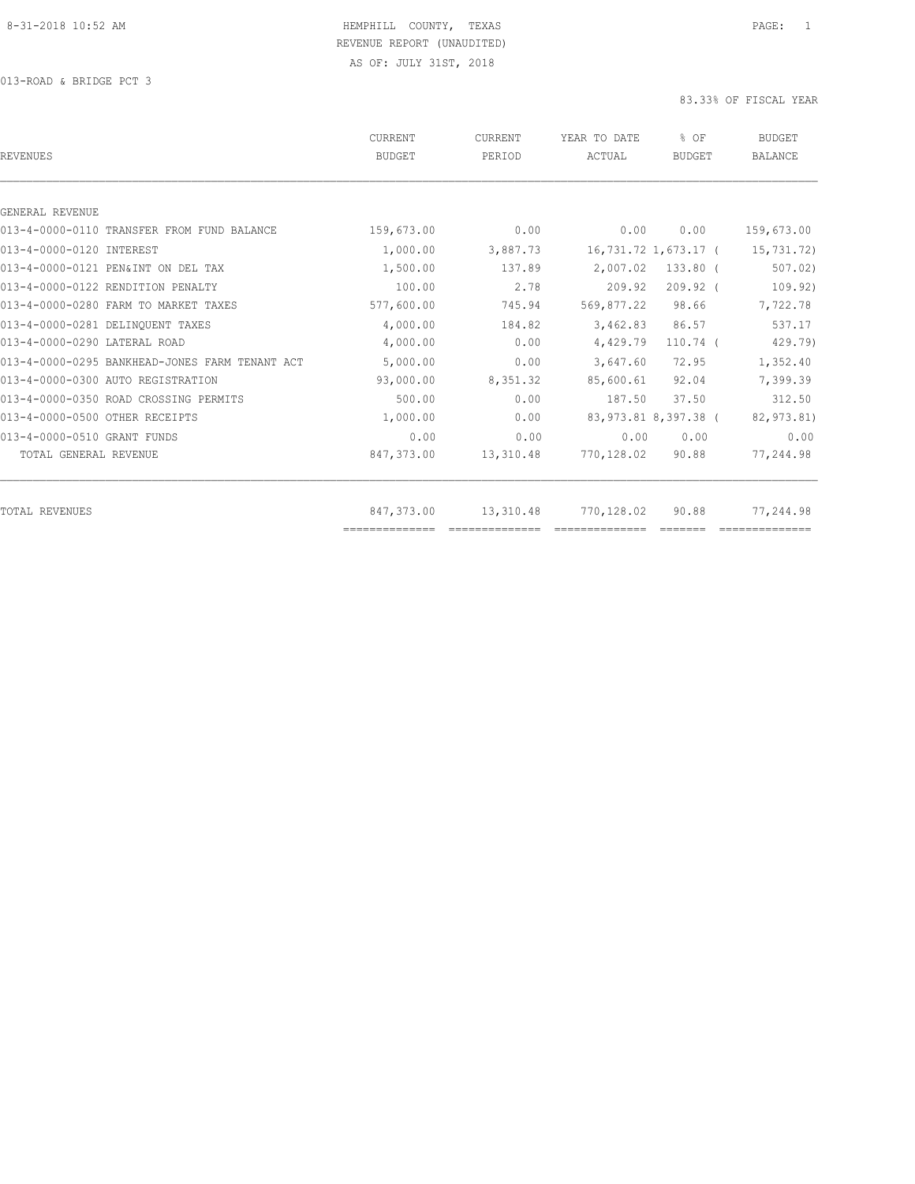HEMPHILL COUNTY, TEXAS
REVENUE REPORT (UNAUDITED)
AS OF: JULY 31ST, 2018

013-ROAD & BRIDGE PCT 3

83.33% OF FISCAL YEAR

| REVENUES | CURRENT BUDGET | CURRENT PERIOD | YEAR TO DATE ACTUAL | % OF BUDGET | BUDGET BALANCE |
|---|---|---|---|---|---|
| GENERAL REVENUE | | | | | |
| 013-4-0000-0110 TRANSFER FROM FUND BALANCE | 159,673.00 | 0.00 | 0.00 | 0.00 | 159,673.00 |
| 013-4-0000-0120 INTEREST | 1,000.00 | 3,887.73 | 16,731.72 | 1,673.17 | ( 15,731.72) |
| 013-4-0000-0121 PEN&INT ON DEL TAX | 1,500.00 | 137.89 | 2,007.02 | 133.80 | ( 507.02) |
| 013-4-0000-0122 RENDITION PENALTY | 100.00 | 2.78 | 209.92 | 209.92 | ( 109.92) |
| 013-4-0000-0280 FARM TO MARKET TAXES | 577,600.00 | 745.94 | 569,877.22 | 98.66 | 7,722.78 |
| 013-4-0000-0281 DELINQUENT TAXES | 4,000.00 | 184.82 | 3,462.83 | 86.57 | 537.17 |
| 013-4-0000-0290 LATERAL ROAD | 4,000.00 | 0.00 | 4,429.79 | 110.74 | ( 429.79) |
| 013-4-0000-0295 BANKHEAD-JONES FARM TENANT ACT | 5,000.00 | 0.00 | 3,647.60 | 72.95 | 1,352.40 |
| 013-4-0000-0300 AUTO REGISTRATION | 93,000.00 | 8,351.32 | 85,600.61 | 92.04 | 7,399.39 |
| 013-4-0000-0350 ROAD CROSSING PERMITS | 500.00 | 0.00 | 187.50 | 37.50 | 312.50 |
| 013-4-0000-0500 OTHER RECEIPTS | 1,000.00 | 0.00 | 83,973.81 | 8,397.38 | ( 82,973.81) |
| 013-4-0000-0510 GRANT FUNDS | 0.00 | 0.00 | 0.00 | 0.00 | 0.00 |
| TOTAL GENERAL REVENUE | 847,373.00 | 13,310.48 | 770,128.02 | 90.88 | 77,244.98 |
| TOTAL REVENUES | 847,373.00 | 13,310.48 | 770,128.02 | 90.88 | 77,244.98 |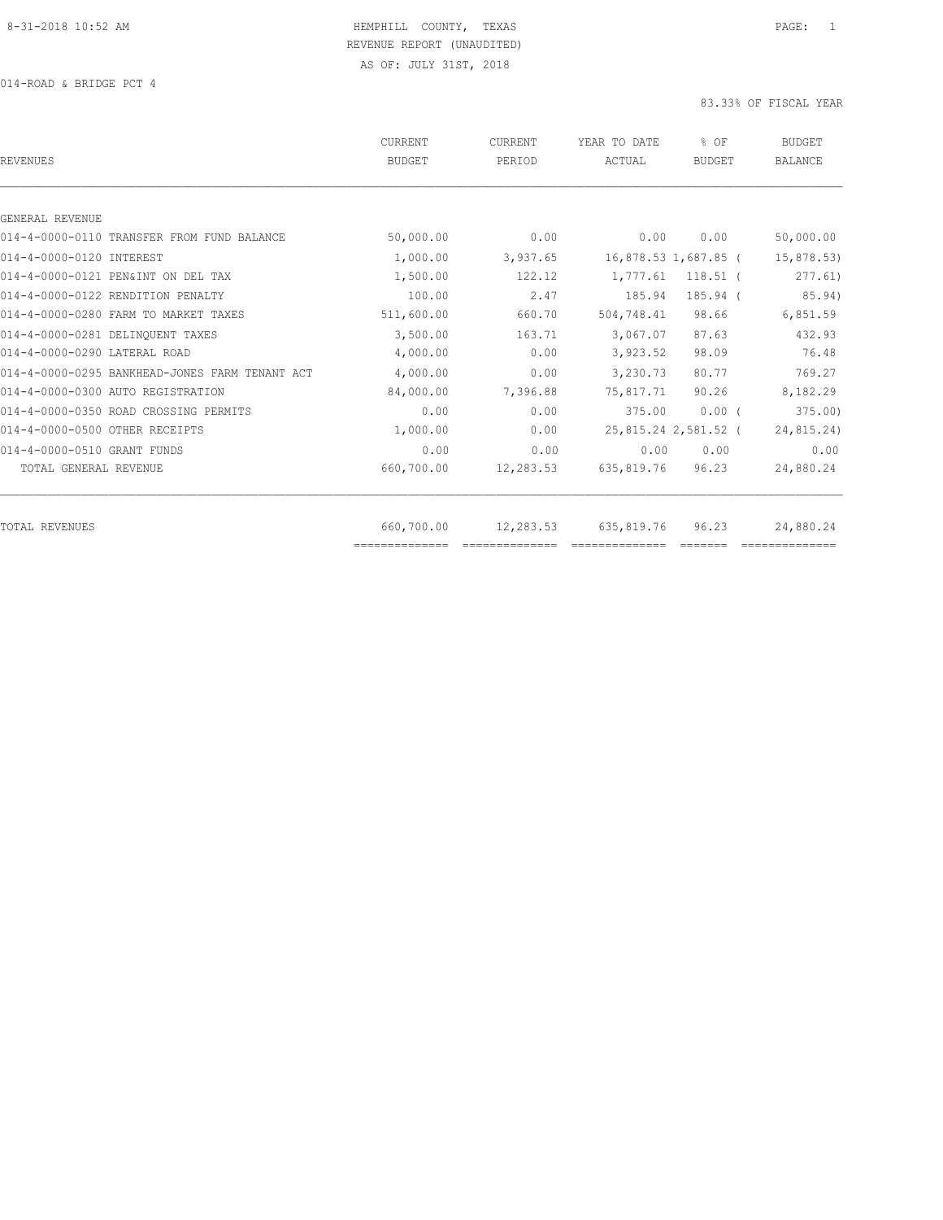8-31-2018 10:52 AM HEMPHILL COUNTY, TEXAS PAGE: 1

REVENUE REPORT (UNAUDITED)

AS OF: JULY 31ST, 2018

014-ROAD & BRIDGE PCT 4

83.33% OF FISCAL YEAR

| REVENUES | CURRENT BUDGET | CURRENT PERIOD | YEAR TO DATE ACTUAL | % OF BUDGET | BUDGET BALANCE |
|---|---|---|---|---|---|
| GENERAL REVENUE | | | | | |
| 014-4-0000-0110 TRANSFER FROM FUND BALANCE | 50,000.00 | 0.00 | 0.00 | 0.00 | 50,000.00 |
| 014-4-0000-0120 INTEREST | 1,000.00 | 3,937.65 | 16,878.53 | 1,687.85 | ( 15,878.53) |
| 014-4-0000-0121 PEN&INT ON DEL TAX | 1,500.00 | 122.12 | 1,777.61 | 118.51 | ( 277.61) |
| 014-4-0000-0122 RENDITION PENALTY | 100.00 | 2.47 | 185.94 | 185.94 | ( 85.94) |
| 014-4-0000-0280 FARM TO MARKET TAXES | 511,600.00 | 660.70 | 504,748.41 | 98.66 | 6,851.59 |
| 014-4-0000-0281 DELINQUENT TAXES | 3,500.00 | 163.71 | 3,067.07 | 87.63 | 432.93 |
| 014-4-0000-0290 LATERAL ROAD | 4,000.00 | 0.00 | 3,923.52 | 98.09 | 76.48 |
| 014-4-0000-0295 BANKHEAD-JONES FARM TENANT ACT | 4,000.00 | 0.00 | 3,230.73 | 80.77 | 769.27 |
| 014-4-0000-0300 AUTO REGISTRATION | 84,000.00 | 7,396.88 | 75,817.71 | 90.26 | 8,182.29 |
| 014-4-0000-0350 ROAD CROSSING PERMITS | 0.00 | 0.00 | 375.00 | 0.00 | ( 375.00) |
| 014-4-0000-0500 OTHER RECEIPTS | 1,000.00 | 0.00 | 25,815.24 | 2,581.52 | ( 24,815.24) |
| 014-4-0000-0510 GRANT FUNDS | 0.00 | 0.00 | 0.00 | 0.00 | 0.00 |
| TOTAL GENERAL REVENUE | 660,700.00 | 12,283.53 | 635,819.76 | 96.23 | 24,880.24 |
| TOTAL REVENUES | 660,700.00 | 12,283.53 | 635,819.76 | 96.23 | 24,880.24 |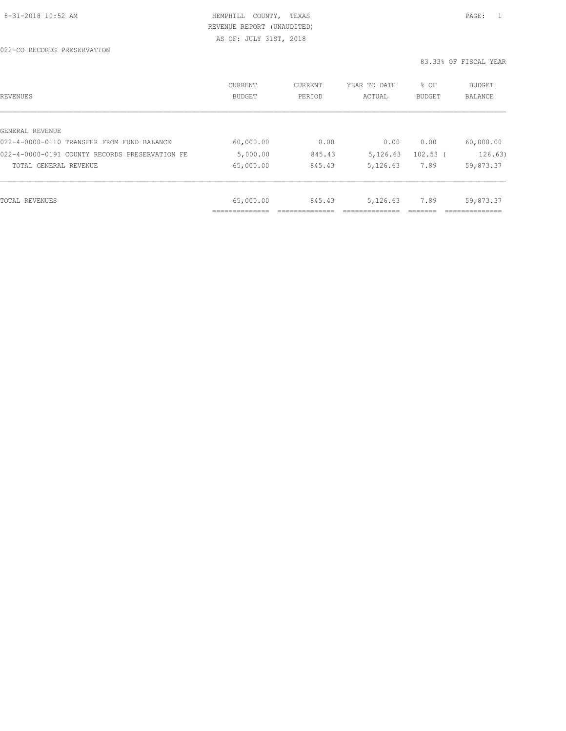HEMPHILL COUNTY, TEXAS
REVENUE REPORT (UNAUDITED)
AS OF: JULY 31ST, 2018

022-CO RECORDS PRESERVATION

83.33% OF FISCAL YEAR

| REVENUES | CURRENT BUDGET | CURRENT PERIOD | YEAR TO DATE ACTUAL | % OF BUDGET | BUDGET BALANCE |
|---|---|---|---|---|---|
| GENERAL REVENUE | | | | | |
| 022-4-0000-0110 TRANSFER FROM FUND BALANCE | 60,000.00 | 0.00 | 0.00 | 0.00 | 60,000.00 |
| 022-4-0000-0191 COUNTY RECORDS PRESERVATION FE | 5,000.00 | 845.43 | 5,126.63 | 102.53 | ( 126.63) |
| TOTAL GENERAL REVENUE | 65,000.00 | 845.43 | 5,126.63 | 7.89 | 59,873.37 |
| TOTAL REVENUES | 65,000.00 | 845.43 | 5,126.63 | 7.89 | 59,873.37 |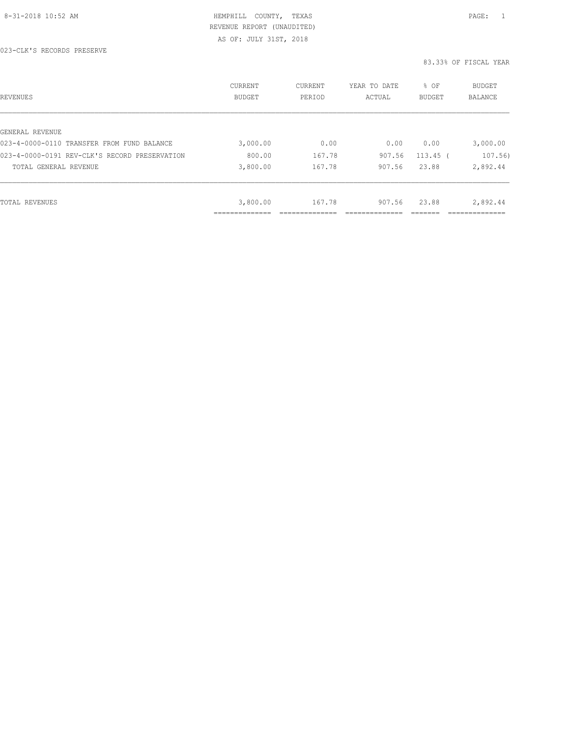8-31-2018 10:52 AM

HEMPHILL COUNTY, TEXAS
REVENUE REPORT (UNAUDITED)
AS OF: JULY 31ST, 2018

023-CLK'S RECORDS PRESERVE

83.33% OF FISCAL YEAR

| REVENUES | CURRENT BUDGET | CURRENT PERIOD | YEAR TO DATE ACTUAL | % OF BUDGET | BUDGET BALANCE |
|---|---|---|---|---|---|
| GENERAL REVENUE | | | | | |
| 023-4-0000-0110 TRANSFER FROM FUND BALANCE | 3,000.00 | 0.00 | 0.00 | 0.00 | 3,000.00 |
| 023-4-0000-0191 REV-CLK'S RECORD PRESERVATION | 800.00 | 167.78 | 907.56 | 113.45 | ( 107.56) |
| TOTAL GENERAL REVENUE | 3,800.00 | 167.78 | 907.56 | 23.88 | 2,892.44 |
| TOTAL REVENUES | 3,800.00 | 167.78 | 907.56 | 23.88 | 2,892.44 |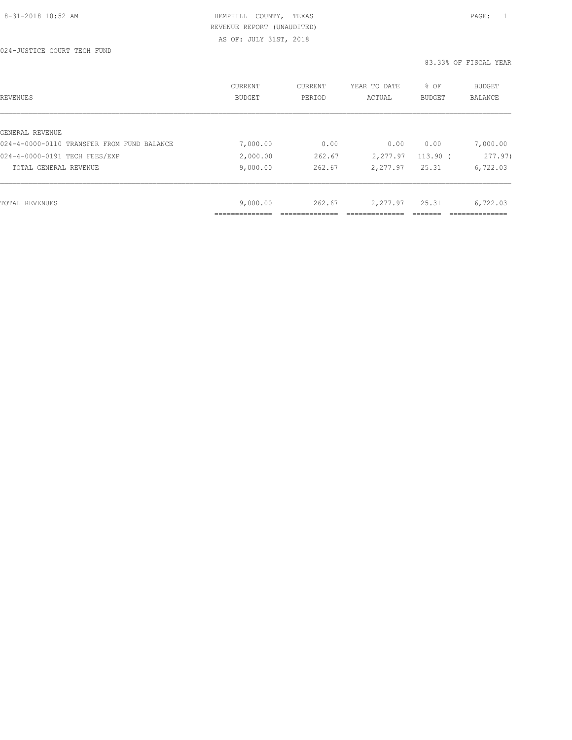8-31-2018 10:52 AM HEMPHILL COUNTY, TEXAS PAGE: 1

REVENUE REPORT (UNAUDITED)

AS OF: JULY 31ST, 2018

024-JUSTICE COURT TECH FUND

83.33% OF FISCAL YEAR

| REVENUES | CURRENT BUDGET | CURRENT PERIOD | YEAR TO DATE ACTUAL | % OF BUDGET | BUDGET BALANCE |
|---|---|---|---|---|---|
| GENERAL REVENUE | | | | | |
| 024-4-0000-0110 TRANSFER FROM FUND BALANCE | 7,000.00 | 0.00 | 0.00 | 0.00 | 7,000.00 |
| 024-4-0000-0191 TECH FEES/EXP | 2,000.00 | 262.67 | 2,277.97 | 113.90 ( | 277.97) |
| TOTAL GENERAL REVENUE | 9,000.00 | 262.67 | 2,277.97 | 25.31 | 6,722.03 |
| TOTAL REVENUES | 9,000.00 | 262.67 | 2,277.97 | 25.31 | 6,722.03 |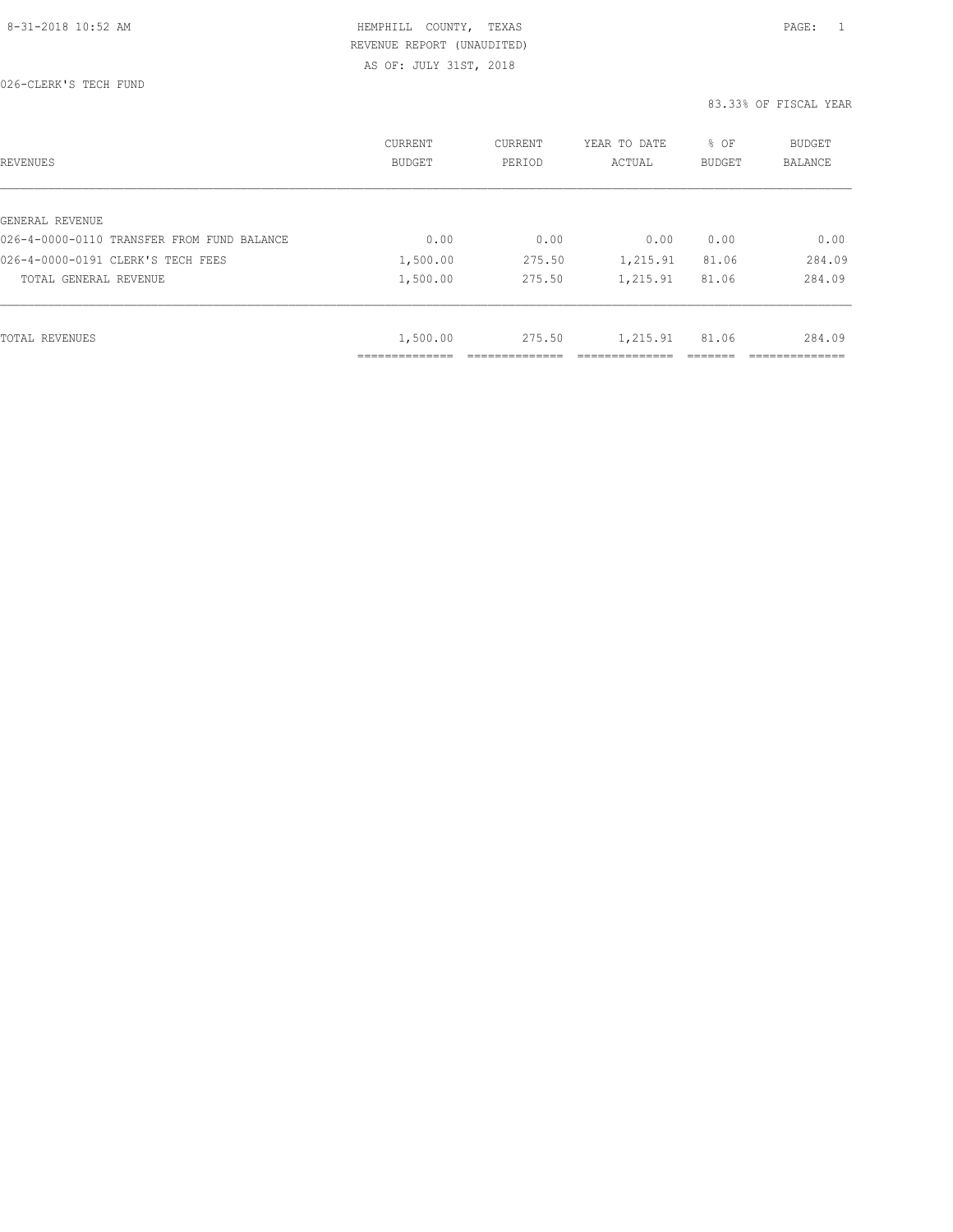HEMPHILL COUNTY, TEXAS
REVENUE REPORT (UNAUDITED)
AS OF: JULY 31ST, 2018

026-CLERK'S TECH FUND

83.33% OF FISCAL YEAR

| REVENUES | CURRENT BUDGET | CURRENT PERIOD | YEAR TO DATE ACTUAL | % OF BUDGET | BUDGET BALANCE |
|---|---|---|---|---|---|
| GENERAL REVENUE | | | | | |
| 026-4-0000-0110 TRANSFER FROM FUND BALANCE | 0.00 | 0.00 | 0.00 | 0.00 | 0.00 |
| 026-4-0000-0191 CLERK'S TECH FEES | 1,500.00 | 275.50 | 1,215.91 | 81.06 | 284.09 |
| TOTAL GENERAL REVENUE | 1,500.00 | 275.50 | 1,215.91 | 81.06 | 284.09 |
| TOTAL REVENUES | 1,500.00 | 275.50 | 1,215.91 | 81.06 | 284.09 |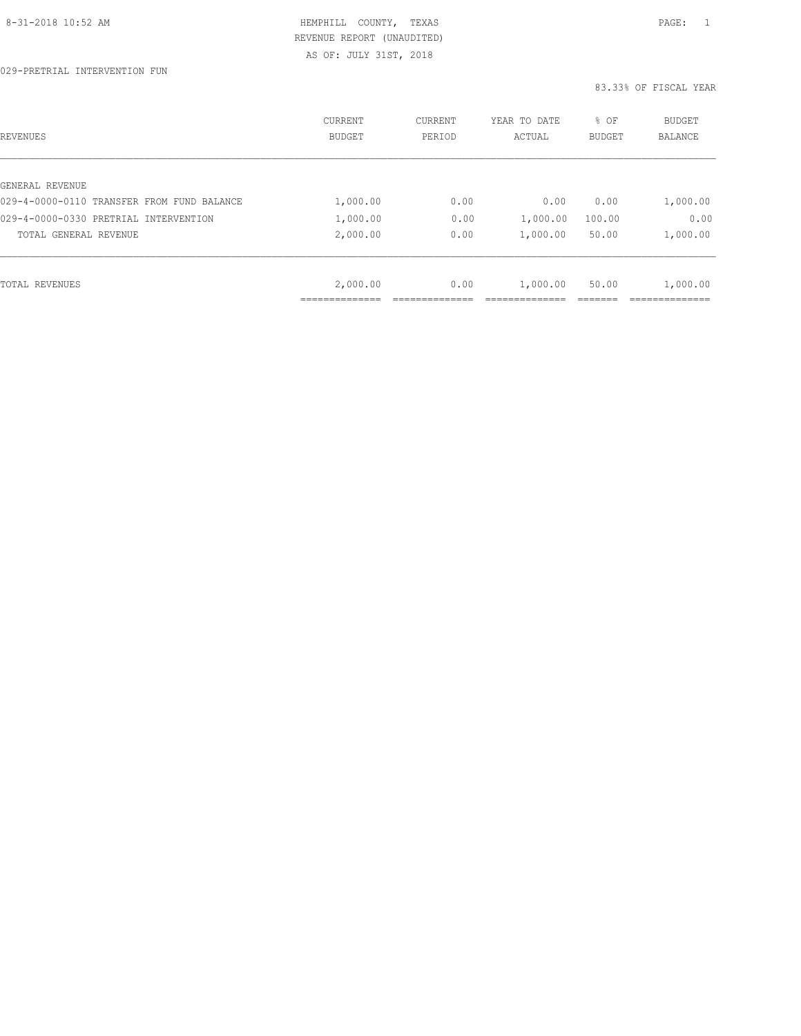8-31-2018 10:52 AM

HEMPHILL COUNTY, TEXAS
REVENUE REPORT (UNAUDITED)
AS OF: JULY 31ST, 2018

029-PRETRIAL INTERVENTION FUN

83.33% OF FISCAL YEAR

| REVENUES | CURRENT BUDGET | CURRENT PERIOD | YEAR TO DATE ACTUAL | % OF BUDGET | BUDGET BALANCE |
|---|---|---|---|---|---|
| GENERAL REVENUE | | | | | |
| 029-4-0000-0110 TRANSFER FROM FUND BALANCE | 1,000.00 | 0.00 | 0.00 | 0.00 | 1,000.00 |
| 029-4-0000-0330 PRETRIAL INTERVENTION | 1,000.00 | 0.00 | 1,000.00 | 100.00 | 0.00 |
| TOTAL GENERAL REVENUE | 2,000.00 | 0.00 | 1,000.00 | 50.00 | 1,000.00 |
| TOTAL REVENUES | 2,000.00 | 0.00 | 1,000.00 | 50.00 | 1,000.00 |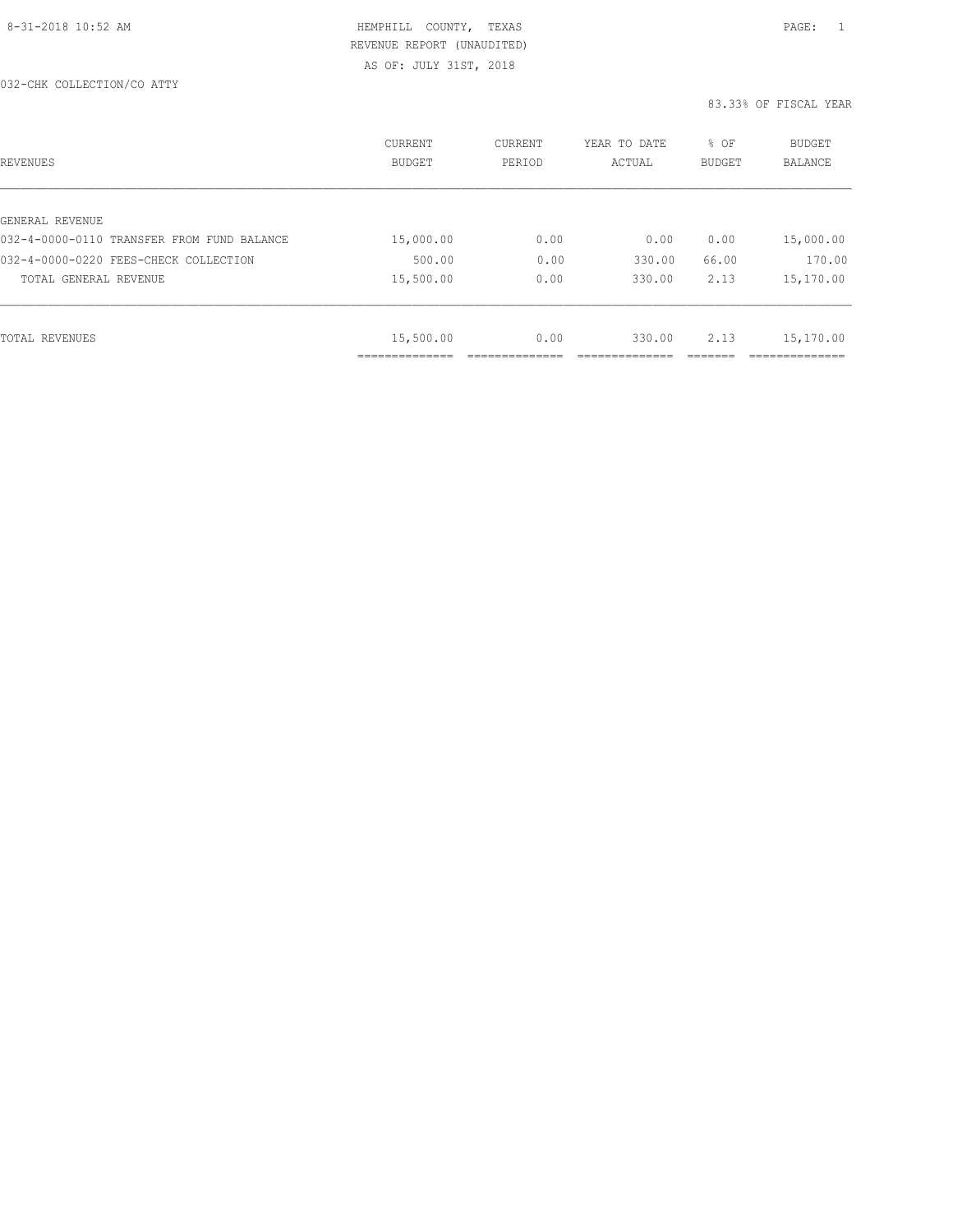HEMPHILL COUNTY, TEXAS
REVENUE REPORT (UNAUDITED)
AS OF: JULY 31ST, 2018

032-CHK COLLECTION/CO ATTY

83.33% OF FISCAL YEAR

| REVENUES | CURRENT BUDGET | CURRENT PERIOD | YEAR TO DATE ACTUAL | % OF BUDGET | BUDGET BALANCE |
|---|---|---|---|---|---|
| GENERAL REVENUE | | | | | |
| 032-4-0000-0110 TRANSFER FROM FUND BALANCE | 15,000.00 | 0.00 | 0.00 | 0.00 | 15,000.00 |
| 032-4-0000-0220 FEES-CHECK COLLECTION | 500.00 | 0.00 | 330.00 | 66.00 | 170.00 |
| TOTAL GENERAL REVENUE | 15,500.00 | 0.00 | 330.00 | 2.13 | 15,170.00 |
| TOTAL REVENUES | 15,500.00 | 0.00 | 330.00 | 2.13 | 15,170.00 |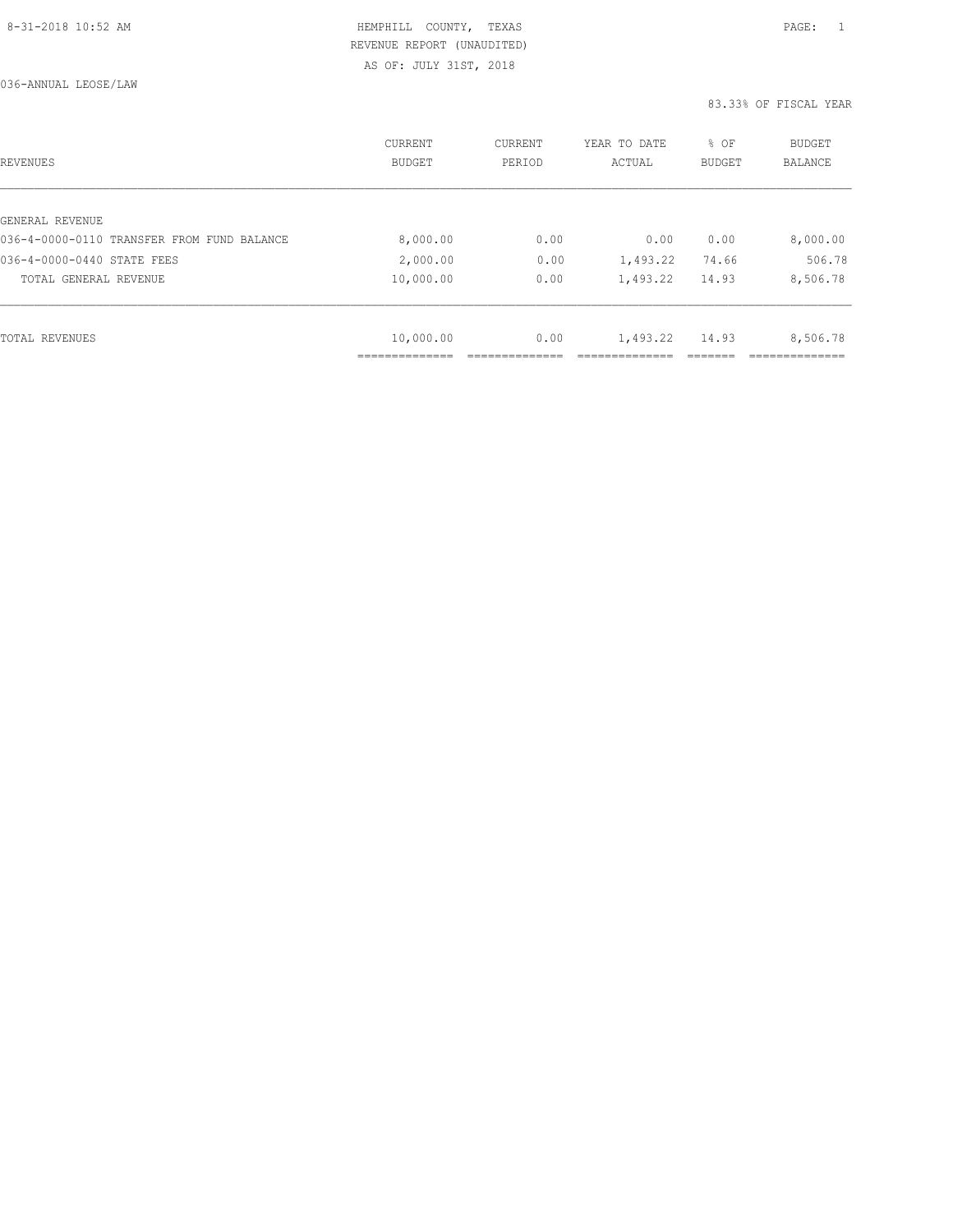HEMPHILL COUNTY, TEXAS
REVENUE REPORT (UNAUDITED)
AS OF: JULY 31ST, 2018

036-ANNUAL LEOSE/LAW

83.33% OF FISCAL YEAR

| REVENUES | CURRENT BUDGET | CURRENT PERIOD | YEAR TO DATE ACTUAL | % OF BUDGET | BUDGET BALANCE |
|---|---|---|---|---|---|
| GENERAL REVENUE | | | | | |
| 036-4-0000-0110 TRANSFER FROM FUND BALANCE | 8,000.00 | 0.00 | 0.00 | 0.00 | 8,000.00 |
| 036-4-0000-0440 STATE FEES | 2,000.00 | 0.00 | 1,493.22 | 74.66 | 506.78 |
| TOTAL GENERAL REVENUE | 10,000.00 | 0.00 | 1,493.22 | 14.93 | 8,506.78 |
| TOTAL REVENUES | 10,000.00 | 0.00 | 1,493.22 | 14.93 | 8,506.78 |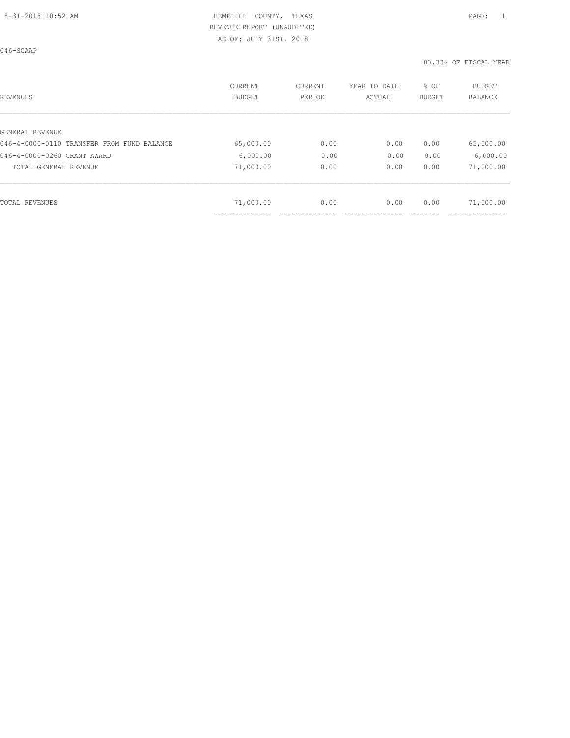HEMPHILL COUNTY, TEXAS
REVENUE REPORT (UNAUDITED)
AS OF: JULY 31ST, 2018

046-SCAAP

83.33% OF FISCAL YEAR

| REVENUES | CURRENT BUDGET | CURRENT PERIOD | YEAR TO DATE ACTUAL | % OF BUDGET | BUDGET BALANCE |
|---|---|---|---|---|---|
| GENERAL REVENUE | | | | | |
| 046-4-0000-0110 TRANSFER FROM FUND BALANCE | 65,000.00 | 0.00 | 0.00 | 0.00 | 65,000.00 |
| 046-4-0000-0260 GRANT AWARD | 6,000.00 | 0.00 | 0.00 | 0.00 | 6,000.00 |
| TOTAL GENERAL REVENUE | 71,000.00 | 0.00 | 0.00 | 0.00 | 71,000.00 |
| TOTAL REVENUES | 71,000.00 | 0.00 | 0.00 | 0.00 | 71,000.00 |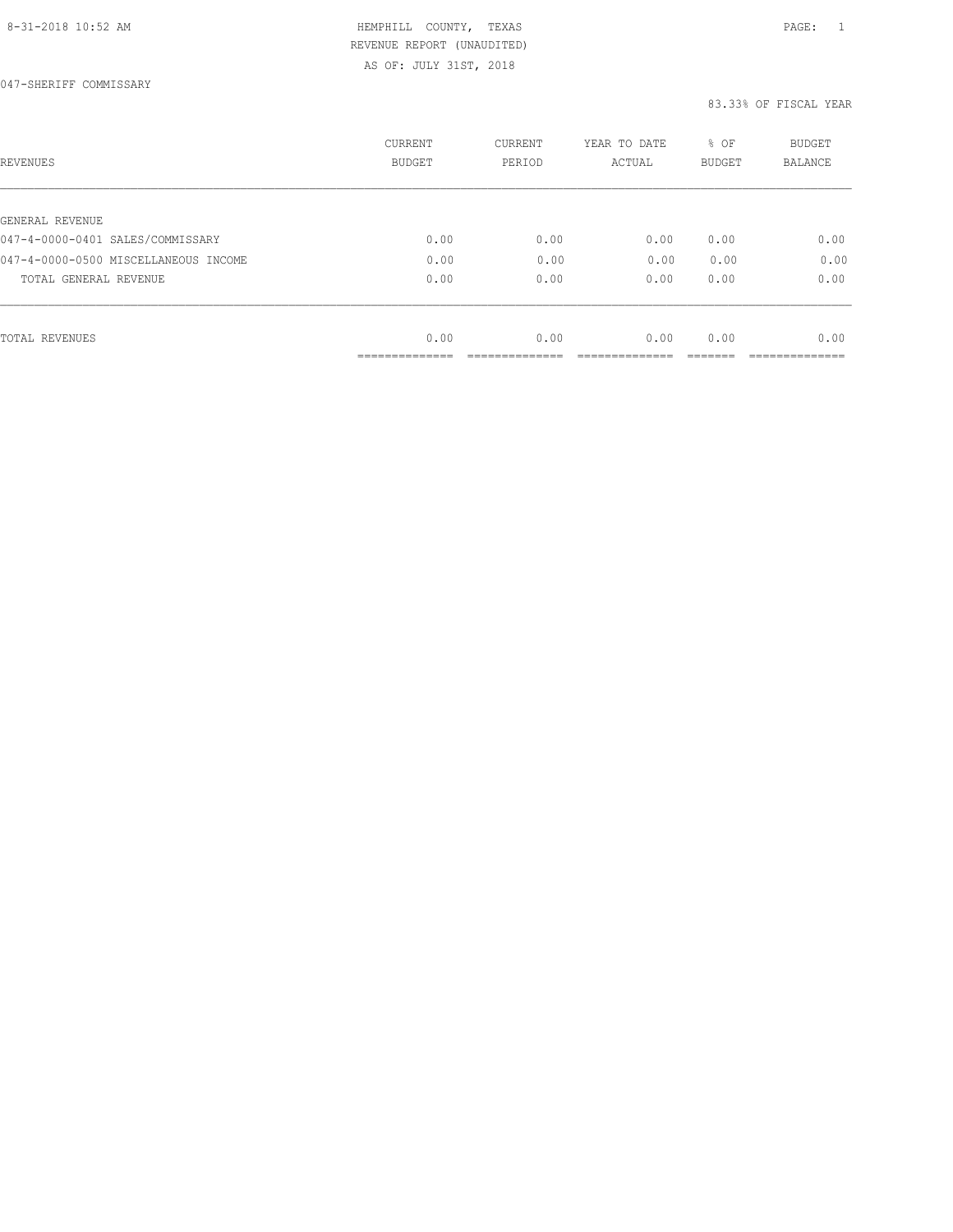8-31-2018 10:52 AM HEMPHILL COUNTY, TEXAS PAGE: 1

REVENUE REPORT (UNAUDITED)

AS OF: JULY 31ST, 2018

047-SHERIFF COMMISSARY

83.33% OF FISCAL YEAR

| REVENUES | CURRENT BUDGET | CURRENT PERIOD | YEAR TO DATE ACTUAL | % OF BUDGET | BUDGET BALANCE |
|---|---|---|---|---|---|
| GENERAL REVENUE | | | | | |
| 047-4-0000-0401 SALES/COMMISSARY | 0.00 | 0.00 | 0.00 | 0.00 | 0.00 |
| 047-4-0000-0500 MISCELLANEOUS INCOME | 0.00 | 0.00 | 0.00 | 0.00 | 0.00 |
| TOTAL GENERAL REVENUE | 0.00 | 0.00 | 0.00 | 0.00 | 0.00 |
| TOTAL REVENUES | 0.00 | 0.00 | 0.00 | 0.00 | 0.00 |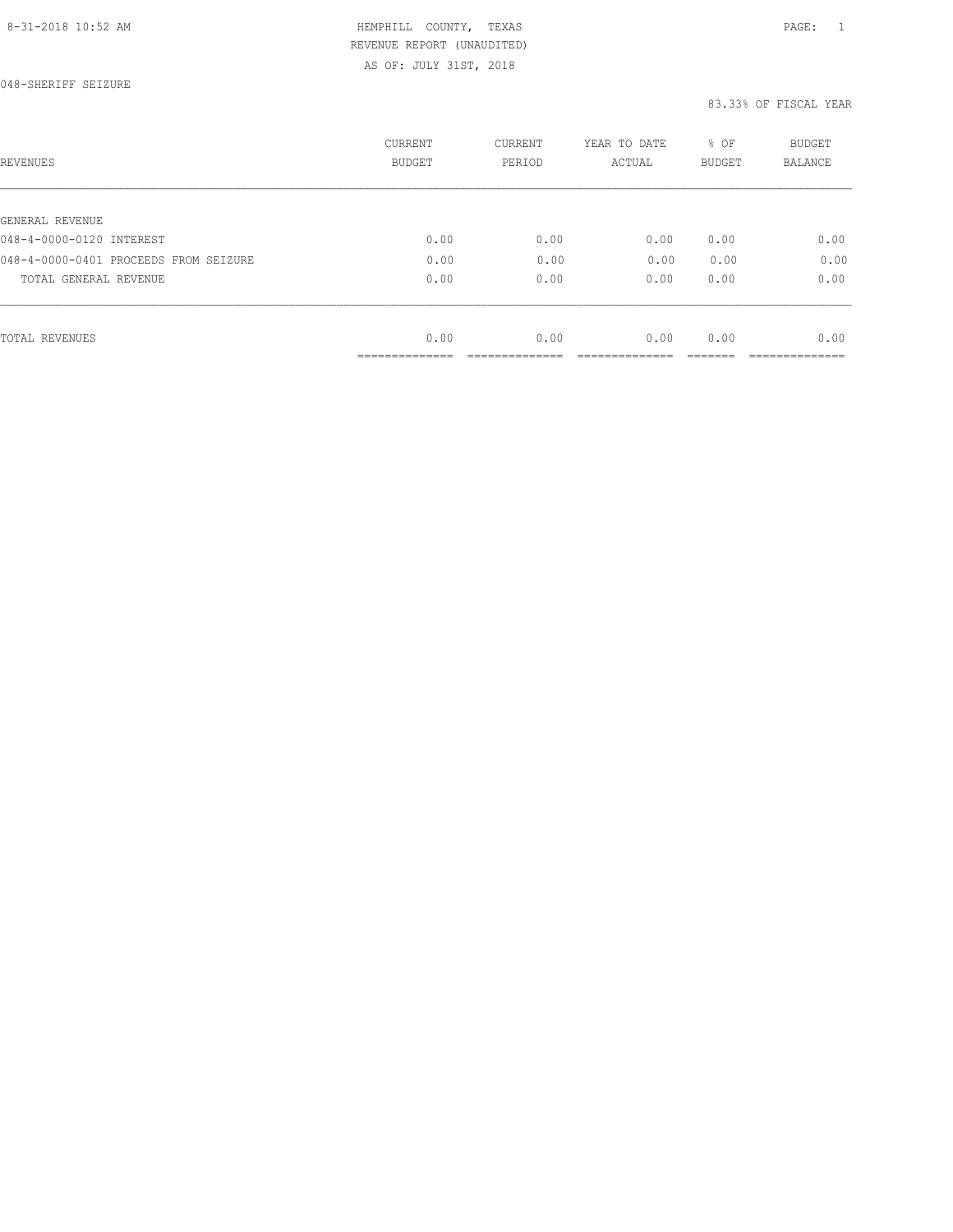HEMPHILL COUNTY, TEXAS
REVENUE REPORT (UNAUDITED)
AS OF: JULY 31ST, 2018

048-SHERIFF SEIZURE

83.33% OF FISCAL YEAR

| REVENUES | CURRENT BUDGET | CURRENT PERIOD | YEAR TO DATE ACTUAL | % OF BUDGET | BUDGET BALANCE |
|---|---|---|---|---|---|
| GENERAL REVENUE | | | | | |
| 048-4-0000-0120 INTEREST | 0.00 | 0.00 | 0.00 | 0.00 | 0.00 |
| 048-4-0000-0401 PROCEEDS FROM SEIZURE | 0.00 | 0.00 | 0.00 | 0.00 | 0.00 |
| TOTAL GENERAL REVENUE | 0.00 | 0.00 | 0.00 | 0.00 | 0.00 |
| TOTAL REVENUES | 0.00 | 0.00 | 0.00 | 0.00 | 0.00 |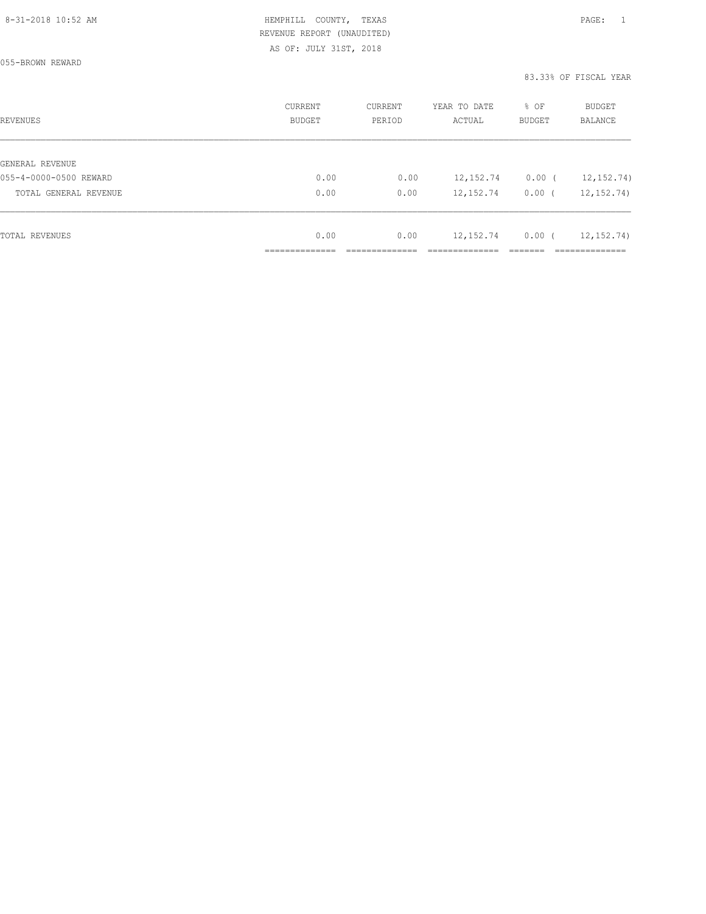8-31-2018 10:52 AM

HEMPHILL COUNTY, TEXAS
REVENUE REPORT (UNAUDITED)
AS OF: JULY 31ST, 2018

055-BROWN REWARD

83.33% OF FISCAL YEAR

| REVENUES | CURRENT BUDGET | CURRENT PERIOD | YEAR TO DATE ACTUAL | % OF BUDGET | BUDGET BALANCE |
|---|---|---|---|---|---|
| GENERAL REVENUE | | | | | |
| 055-4-0000-0500 REWARD | 0.00 | 0.00 | 12,152.74 | 0.00 ( | 12,152.74) |
| TOTAL GENERAL REVENUE | 0.00 | 0.00 | 12,152.74 | 0.00 ( | 12,152.74) |
| TOTAL REVENUES | 0.00 | 0.00 | 12,152.74 | 0.00 ( | 12,152.74) |